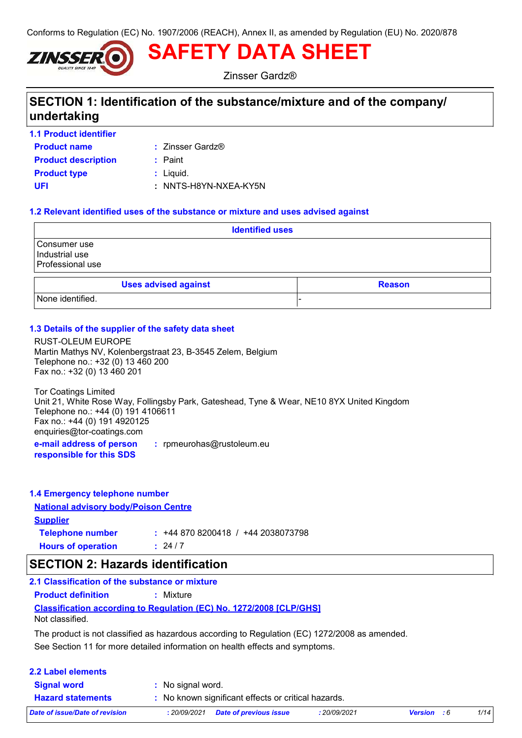Conforms to Regulation (EC) No. 1907/2006 (REACH), Annex II, as amended by Regulation (EU) No. 2020/878

# SAFETY DATA SHEET

Zinsser Gardz®

## SECTION 1: Identification of the substance/mixture and of the company/ undertaking

### 1.1 Product identifier

**Product name** : Zinsser Gardz®

**Product description** : Paint

**Product type** : Liquid.

**UFI** : NNTS-H8YN-NXEA-KY5N

### 1.2 Relevant identified uses of the substance or mixture and uses advised against

| Identified uses |
| --- |
| Consumer use<br>Industrial use<br>Professional use |

| Uses advised against | Reason |
| --- | --- |
| None identified. | - |

### 1.3 Details of the supplier of the safety data sheet

RUST-OLEUM EUROPE
Martin Mathys NV, Kolenbergstraat 23, B-3545 Zelem, Belgium
Telephone no.: +32 (0) 13 460 200
Fax no.: +32 (0) 13 460 201

Tor Coatings Limited
Unit 21, White Rose Way, Follingsby Park, Gateshead, Tyne & Wear, NE10 8YX United Kingdom
Telephone no.: +44 (0) 191 4106611
Fax no.: +44 (0) 191 4920125
enquiries@tor-coatings.com

**e-mail address of person responsible for this SDS** : rpmeurohas@rustoleum.eu

### 1.4 Emergency telephone number

**National advisory body/Poison Centre**

**Supplier**

**Telephone number** : +44 870 8200418 / +44 2038073798

**Hours of operation** : 24 / 7

## SECTION 2: Hazards identification

### 2.1 Classification of the substance or mixture

**Product definition** : Mixture

**Classification according to Regulation (EC) No. 1272/2008 [CLP/GHS]**

Not classified.

The product is not classified as hazardous according to Regulation (EC) 1272/2008 as amended.

See Section 11 for more detailed information on health effects and symptoms.

### 2.2 Label elements

**Signal word** : No signal word.

**Hazard statements** : No known significant effects or critical hazards.

*Date of issue/Date of revision* : 20/09/2021 *Date of previous issue* : 20/09/2021 *Version* : 6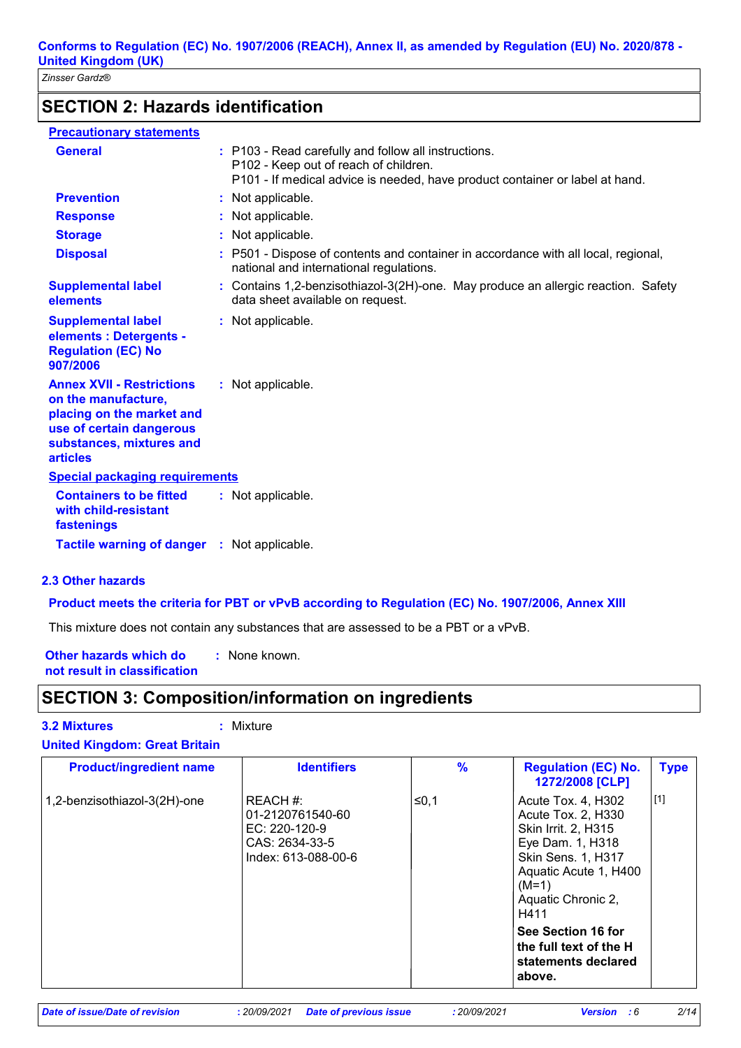## SECTION 2: Hazards identification

**Precautionary statements**

**General** : P103 - Read carefully and follow all instructions.
P102 - Keep out of reach of children.
P101 - If medical advice is needed, have product container or label at hand.

**Prevention** : Not applicable.

**Response** : Not applicable.

**Storage** : Not applicable.

**Disposal** : P501 - Dispose of contents and container in accordance with all local, regional, national and international regulations.

**Supplemental label elements** : Contains 1,2-benzisothiazol-3(2H)-one. May produce an allergic reaction. Safety data sheet available on request.

**Supplemental label elements : Detergents - Regulation (EC) No 907/2006** : Not applicable.

**Annex XVII - Restrictions on the manufacture, placing on the market and use of certain dangerous substances, mixtures and articles** : Not applicable.

**Special packaging requirements**

**Containers to be fitted with child-resistant fastenings** : Not applicable.

**Tactile warning of danger** : Not applicable.

### 2.3 Other hazards

**Product meets the criteria for PBT or vPvB according to Regulation (EC) No. 1907/2006, Annex XIII**

This mixture does not contain any substances that are assessed to be a PBT or a vPvB.

**Other hazards which do not result in classification** : None known.

## SECTION 3: Composition/information on ingredients

**3.2 Mixtures** : Mixture

**United Kingdom: Great Britain**

| Product/ingredient name | Identifiers | % | Regulation (EC) No. 1272/2008 [CLP] | Type |
|---|---|---|---|---|
| 1,2-benzisothiazol-3(2H)-one | REACH #: 01-2120761540-60<br>EC: 220-120-9<br>CAS: 2634-33-5<br>Index: 613-088-00-6 | ≤0,1 | Acute Tox. 4, H302<br>Acute Tox. 2, H330<br>Skin Irrit. 2, H315<br>Eye Dam. 1, H318<br>Skin Sens. 1, H317<br>Aquatic Acute 1, H400 (M=1)<br>Aquatic Chronic 2, H411<br>**See Section 16 for the full text of the H statements declared above.** | [1] |

*Date of issue/Date of revision* : 20/09/2021 *Date of previous issue* : 20/09/2021 *Version* : 6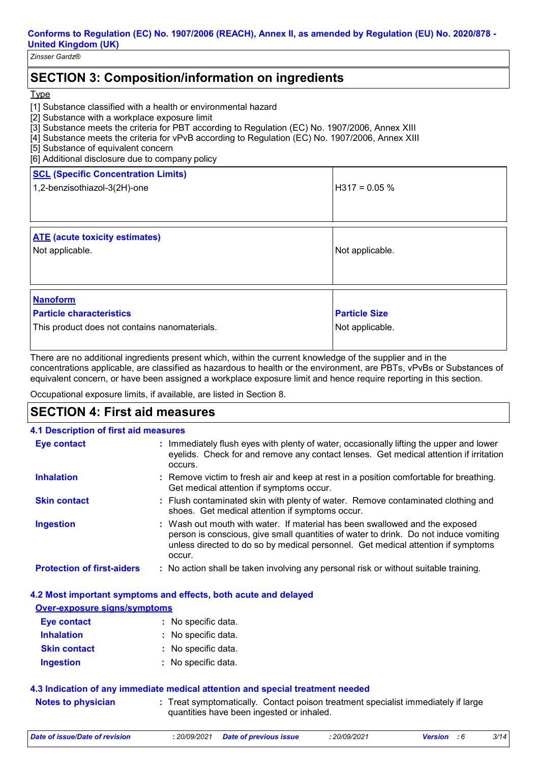Zinsser Gardz®

## SECTION 3: Composition/information on ingredients

Type

[1] Substance classified with a health or environmental hazard
[2] Substance with a workplace exposure limit
[3] Substance meets the criteria for PBT according to Regulation (EC) No. 1907/2006, Annex XIII
[4] Substance meets the criteria for vPvB according to Regulation (EC) No. 1907/2006, Annex XIII
[5] Substance of equivalent concern
[6] Additional disclosure due to company policy

| **SCL (Specific Concentration Limits)** | |
|---|---|
| 1,2-benzisothiazol-3(2H)-one | H317 = 0.05 % |

| **ATE (acute toxicity estimates)** | |
|---|---|
| Not applicable. | Not applicable. |

| **Nanoform** **Particle characteristics** | **Particle Size** |
|---|---|
| This product does not contains nanomaterials. | Not applicable. |

There are no additional ingredients present which, within the current knowledge of the supplier and in the concentrations applicable, are classified as hazardous to health or the environment, are PBTs, vPvBs or Substances of equivalent concern, or have been assigned a workplace exposure limit and hence require reporting in this section.

Occupational exposure limits, if available, are listed in Section 8.

## SECTION 4: First aid measures

### 4.1 Description of first aid measures

**Eye contact** : Immediately flush eyes with plenty of water, occasionally lifting the upper and lower eyelids. Check for and remove any contact lenses. Get medical attention if irritation occurs.

**Inhalation** : Remove victim to fresh air and keep at rest in a position comfortable for breathing. Get medical attention if symptoms occur.

**Skin contact** : Flush contaminated skin with plenty of water. Remove contaminated clothing and shoes. Get medical attention if symptoms occur.

**Ingestion** : Wash out mouth with water. If material has been swallowed and the exposed person is conscious, give small quantities of water to drink. Do not induce vomiting unless directed to do so by medical personnel. Get medical attention if symptoms occur.

**Protection of first-aiders** : No action shall be taken involving any personal risk or without suitable training.

### 4.2 Most important symptoms and effects, both acute and delayed

**Over-exposure signs/symptoms**

**Eye contact** : No specific data.

**Inhalation** : No specific data.

**Skin contact** : No specific data.

**Ingestion** : No specific data.

### 4.3 Indication of any immediate medical attention and special treatment needed

**Notes to physician** : Treat symptomatically. Contact poison treatment specialist immediately if large quantities have been ingested or inhaled.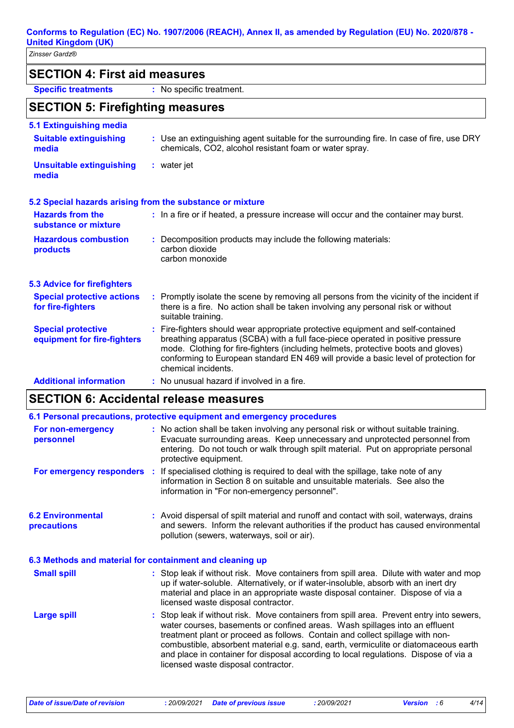## SECTION 4: First aid measures

| | |
|---|---|
| **Specific treatments** | : No specific treatment. |

## SECTION 5: Firefighting measures

### 5.1 Extinguishing media

| | |
|---|---|
| **Suitable extinguishing media** | : Use an extinguishing agent suitable for the surrounding fire. In case of fire, use DRY chemicals, $CO_2$, alcohol resistant foam or water spray. |
| **Unsuitable extinguishing media** | : water jet |

### 5.2 Special hazards arising from the substance or mixture

| | |
|---|---|
| **Hazards from the substance or mixture** | : In a fire or if heated, a pressure increase will occur and the container may burst. |
| **Hazardous combustion products** | : Decomposition products may include the following materials: carbon dioxide carbon monoxide |

### 5.3 Advice for firefighters

| | |
|---|---|
| **Special protective actions for fire-fighters** | : Promptly isolate the scene by removing all persons from the vicinity of the incident if there is a fire. No action shall be taken involving any personal risk or without suitable training. |
| **Special protective equipment for fire-fighters** | : Fire-fighters should wear appropriate protective equipment and self-contained breathing apparatus (SCBA) with a full face-piece operated in positive pressure mode. Clothing for fire-fighters (including helmets, protective boots and gloves) conforming to European standard EN 469 will provide a basic level of protection for chemical incidents. |
| **Additional information** | : No unusual hazard if involved in a fire. |

## SECTION 6: Accidental release measures

### 6.1 Personal precautions, protective equipment and emergency procedures

| | |
|---|---|
| **For non-emergency personnel** | : No action shall be taken involving any personal risk or without suitable training. Evacuate surrounding areas. Keep unnecessary and unprotected personnel from entering. Do not touch or walk through spilt material. Put on appropriate personal protective equipment. |
| **For emergency responders** | : If specialised clothing is required to deal with the spillage, take note of any information in Section 8 on suitable and unsuitable materials. See also the information in "For non-emergency personnel". |

| | |
|---|---|
| **6.2 Environmental precautions** | : Avoid dispersal of spilt material and runoff and contact with soil, waterways, drains and sewers. Inform the relevant authorities if the product has caused environmental pollution (sewers, waterways, soil or air). |

### 6.3 Methods and material for containment and cleaning up

| | |
|---|---|
| **Small spill** | : Stop leak if without risk. Move containers from spill area. Dilute with water and mop up if water-soluble. Alternatively, or if water-insoluble, absorb with an inert dry material and place in an appropriate waste disposal container. Dispose of via a licensed waste disposal contractor. |
| **Large spill** | : Stop leak if without risk. Move containers from spill area. Prevent entry into sewers, water courses, basements or confined areas. Wash spillages into an effluent treatment plant or proceed as follows. Contain and collect spillage with non-combustible, absorbent material e.g. sand, earth, vermiculite or diatomaceous earth and place in container for disposal according to local regulations. Dispose of via a licensed waste disposal contractor. |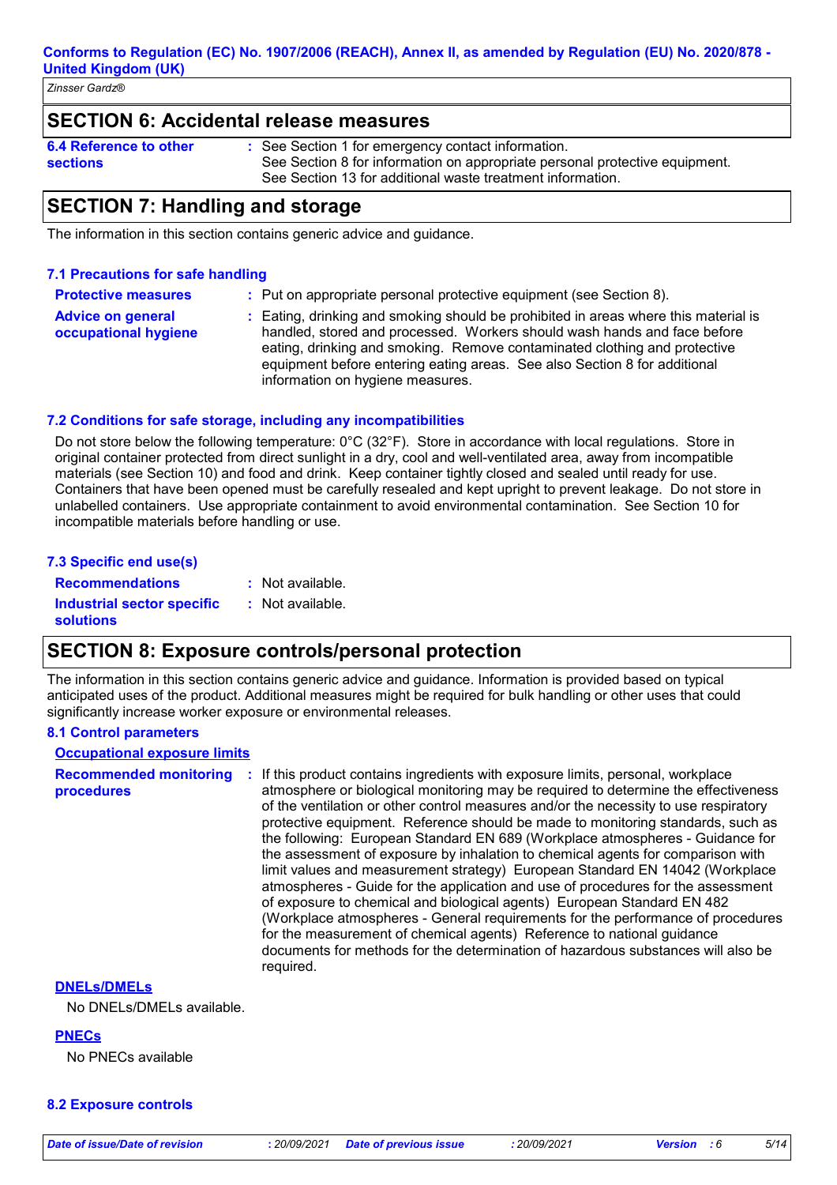## SECTION 6: Accidental release measures

**6.4 Reference to other sections** : See Section 1 for emergency contact information.
See Section 8 for information on appropriate personal protective equipment.
See Section 13 for additional waste treatment information.

## SECTION 7: Handling and storage

The information in this section contains generic advice and guidance.

### 7.1 Precautions for safe handling

**Protective measures** : Put on appropriate personal protective equipment (see Section 8).

**Advice on general occupational hygiene** : Eating, drinking and smoking should be prohibited in areas where this material is handled, stored and processed. Workers should wash hands and face before eating, drinking and smoking. Remove contaminated clothing and protective equipment before entering eating areas. See also Section 8 for additional information on hygiene measures.

### 7.2 Conditions for safe storage, including any incompatibilities

Do not store below the following temperature: 0°C (32°F). Store in accordance with local regulations. Store in original container protected from direct sunlight in a dry, cool and well-ventilated area, away from incompatible materials (see Section 10) and food and drink. Keep container tightly closed and sealed until ready for use. Containers that have been opened must be carefully resealed and kept upright to prevent leakage. Do not store in unlabelled containers. Use appropriate containment to avoid environmental contamination. See Section 10 for incompatible materials before handling or use.

### 7.3 Specific end use(s)

**Recommendations** : Not available.

**Industrial sector specific solutions** : Not available.

## SECTION 8: Exposure controls/personal protection

The information in this section contains generic advice and guidance. Information is provided based on typical anticipated uses of the product. Additional measures might be required for bulk handling or other uses that could significantly increase worker exposure or environmental releases.

### 8.1 Control parameters

**Occupational exposure limits**

**Recommended monitoring procedures** : If this product contains ingredients with exposure limits, personal, workplace atmosphere or biological monitoring may be required to determine the effectiveness of the ventilation or other control measures and/or the necessity to use respiratory protective equipment. Reference should be made to monitoring standards, such as the following: European Standard EN 689 (Workplace atmospheres - Guidance for the assessment of exposure by inhalation to chemical agents for comparison with limit values and measurement strategy) European Standard EN 14042 (Workplace atmospheres - Guide for the application and use of procedures for the assessment of exposure to chemical and biological agents) European Standard EN 482 (Workplace atmospheres - General requirements for the performance of procedures for the measurement of chemical agents) Reference to national guidance documents for methods for the determination of hazardous substances will also be required.

**DNELs/DMELs**

No DNELs/DMELs available.

**PNECs**

No PNECs available

### 8.2 Exposure controls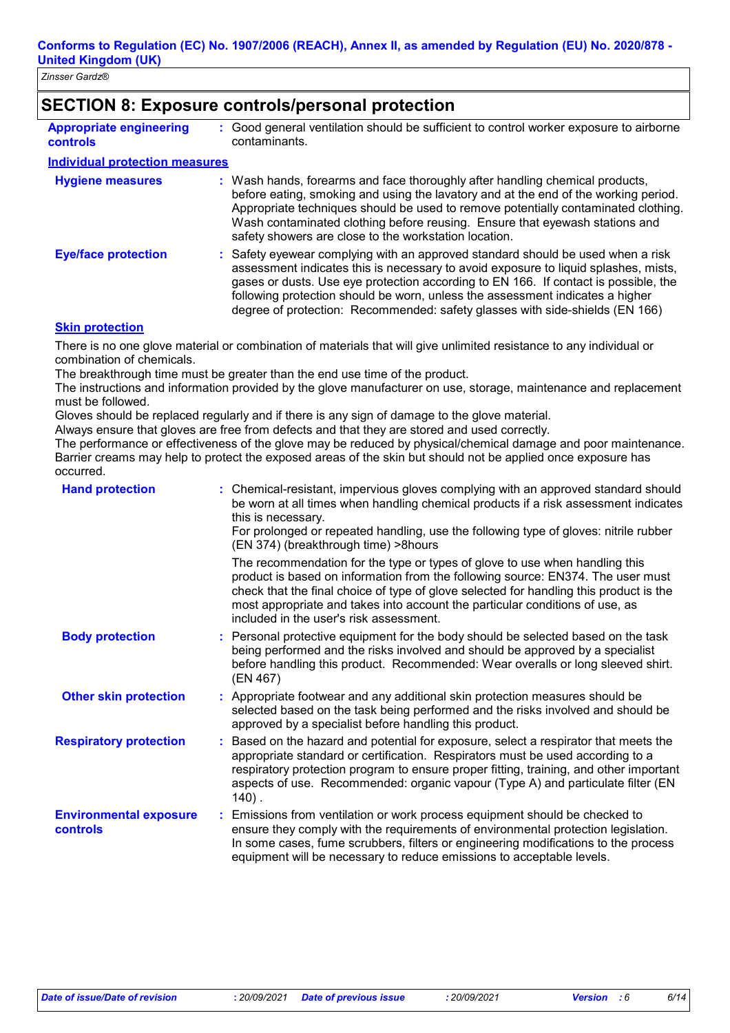## SECTION 8: Exposure controls/personal protection

**Appropriate engineering controls** : Good general ventilation should be sufficient to control worker exposure to airborne contaminants.

### Individual protection measures

**Hygiene measures** : Wash hands, forearms and face thoroughly after handling chemical products, before eating, smoking and using the lavatory and at the end of the working period. Appropriate techniques should be used to remove potentially contaminated clothing. Wash contaminated clothing before reusing. Ensure that eyewash stations and safety showers are close to the workstation location.

**Eye/face protection** : Safety eyewear complying with an approved standard should be used when a risk assessment indicates this is necessary to avoid exposure to liquid splashes, mists, gases or dusts. Use eye protection according to EN 166. If contact is possible, the following protection should be worn, unless the assessment indicates a higher degree of protection: Recommended: safety glasses with side-shields (EN 166)

### Skin protection

There is no one glove material or combination of materials that will give unlimited resistance to any individual or combination of chemicals.
The breakthrough time must be greater than the end use time of the product.
The instructions and information provided by the glove manufacturer on use, storage, maintenance and replacement must be followed.
Gloves should be replaced regularly and if there is any sign of damage to the glove material.
Always ensure that gloves are free from defects and that they are stored and used correctly.
The performance or effectiveness of the glove may be reduced by physical/chemical damage and poor maintenance.
Barrier creams may help to protect the exposed areas of the skin but should not be applied once exposure has occurred.

**Hand protection** : Chemical-resistant, impervious gloves complying with an approved standard should be worn at all times when handling chemical products if a risk assessment indicates this is necessary.
For prolonged or repeated handling, use the following type of gloves: nitrile rubber (EN 374) (breakthrough time) >8hours

The recommendation for the type or types of glove to use when handling this product is based on information from the following source: EN374. The user must check that the final choice of type of glove selected for handling this product is the most appropriate and takes into account the particular conditions of use, as included in the user's risk assessment.

**Body protection** : Personal protective equipment for the body should be selected based on the task being performed and the risks involved and should be approved by a specialist before handling this product. Recommended: Wear overalls or long sleeved shirt. (EN 467)

**Other skin protection** : Appropriate footwear and any additional skin protection measures should be selected based on the task being performed and the risks involved and should be approved by a specialist before handling this product.

**Respiratory protection** : Based on the hazard and potential for exposure, select a respirator that meets the appropriate standard or certification. Respirators must be used according to a respiratory protection program to ensure proper fitting, training, and other important aspects of use. Recommended: organic vapour (Type A) and particulate filter (EN 140) .

**Environmental exposure controls** : Emissions from ventilation or work process equipment should be checked to ensure they comply with the requirements of environmental protection legislation. In some cases, fume scrubbers, filters or engineering modifications to the process equipment will be necessary to reduce emissions to acceptable levels.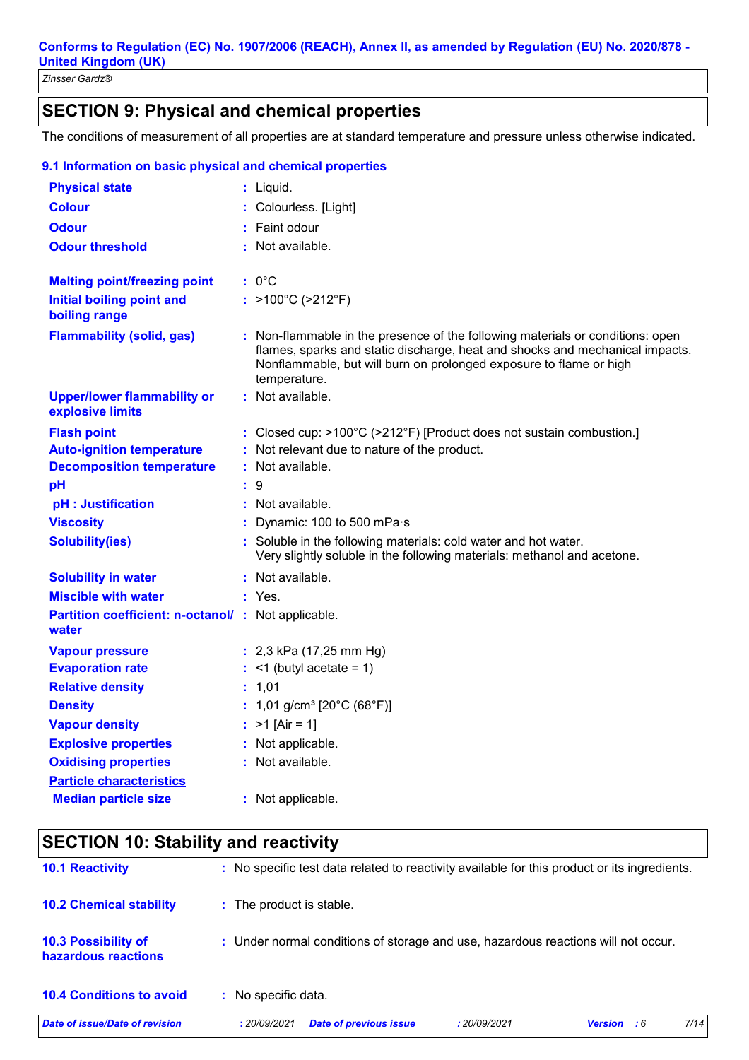## SECTION 9: Physical and chemical properties

The conditions of measurement of all properties are at standard temperature and pressure unless otherwise indicated.

### 9.1 Information on basic physical and chemical properties

| Property | Value |
|---|---|
| **Physical state** | Liquid. |
| **Colour** | Colourless. [Light] |
| **Odour** | Faint odour |
| **Odour threshold** | Not available. |
| **Melting point/freezing point** | 0°C |
| **Initial boiling point and boiling range** | >100°C (>212°F) |
| **Flammability (solid, gas)** | Non-flammable in the presence of the following materials or conditions: open flames, sparks and static discharge, heat and shocks and mechanical impacts. Nonflammable, but will burn on prolonged exposure to flame or high temperature. |
| **Upper/lower flammability or explosive limits** | Not available. |
| **Flash point** | Closed cup: >100°C (>212°F) [Product does not sustain combustion.] |
| **Auto-ignition temperature** | Not relevant due to nature of the product. |
| **Decomposition temperature** | Not available. |
| **pH** | 9 |
| **pH : Justification** | Not available. |
| **Viscosity** | Dynamic: 100 to 500 mPa·s |
| **Solubility(ies)** | Soluble in the following materials: cold water and hot water. Very slightly soluble in the following materials: methanol and acetone. |
| **Solubility in water** | Not available. |
| **Miscible with water** | Yes. |
| **Partition coefficient: n-octanol/ water** | Not applicable. |
| **Vapour pressure** | 2,3 kPa (17,25 mm Hg) |
| **Evaporation rate** | <1 (butyl acetate = 1) |
| **Relative density** | 1,01 |
| **Density** | 1,01 g/cm³ [20°C (68°F)] |
| **Vapour density** | >1 [Air = 1] |
| **Explosive properties** | Not applicable. |
| **Oxidising properties** | Not available. |
| **Particle characteristics** | |
| **Median particle size** | Not applicable. |

## SECTION 10: Stability and reactivity

| | |
|---|---|
| **10.1 Reactivity** | No specific test data related to reactivity available for this product or its ingredients. |
| **10.2 Chemical stability** | The product is stable. |
| **10.3 Possibility of hazardous reactions** | Under normal conditions of storage and use, hazardous reactions will not occur. |
| **10.4 Conditions to avoid** | No specific data. |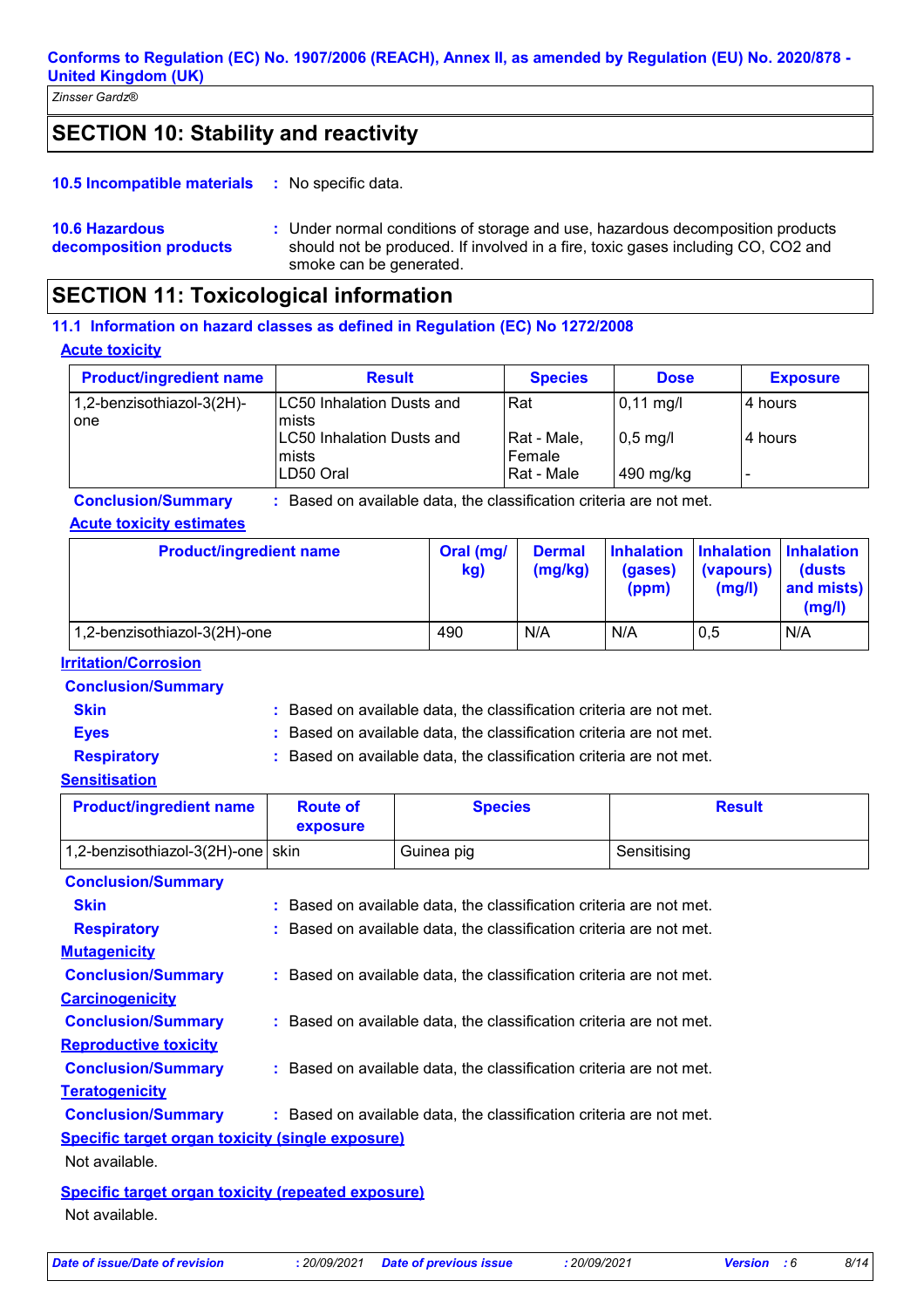## SECTION 10: Stability and reactivity

**10.5 Incompatible materials** : No specific data.

**10.6 Hazardous decomposition products** : Under normal conditions of storage and use, hazardous decomposition products should not be produced. If involved in a fire, toxic gases including CO, $CO_2$ and smoke can be generated.

## SECTION 11: Toxicological information

### 11.1 Information on hazard classes as defined in Regulation (EC) No 1272/2008

**Acute toxicity**

| Product/ingredient name | Result | Species | Dose | Exposure |
|---|---|---|---|---|
| 1,2-benzisothiazol-3(2H)-one | LC50 Inhalation Dusts and mists | Rat | 0,11 mg/l | 4 hours |
| | LC50 Inhalation Dusts and mists | Rat - Male, Female | 0,5 mg/l | 4 hours |
| | LD50 Oral | Rat - Male | 490 mg/kg | - |

**Conclusion/Summary** : Based on available data, the classification criteria are not met.

**Acute toxicity estimates**

| Product/ingredient name | Oral (mg/kg) | Dermal (mg/kg) | Inhalation (gases) (ppm) | Inhalation (vapours) (mg/l) | Inhalation (dusts and mists) (mg/l) |
|---|---|---|---|---|---|
| 1,2-benzisothiazol-3(2H)-one | 490 | N/A | N/A | 0,5 | N/A |

**Irritation/Corrosion**

**Conclusion/Summary**

**Skin** : Based on available data, the classification criteria are not met.

**Eyes** : Based on available data, the classification criteria are not met.

**Respiratory** : Based on available data, the classification criteria are not met.

**Sensitisation**

| Product/ingredient name | Route of exposure | Species | Result |
|---|---|---|---|
| 1,2-benzisothiazol-3(2H)-one | skin | Guinea pig | Sensitising |

**Conclusion/Summary**

**Skin** : Based on available data, the classification criteria are not met.

**Respiratory** : Based on available data, the classification criteria are not met.

**Mutagenicity**

**Conclusion/Summary** : Based on available data, the classification criteria are not met.

**Carcinogenicity**

**Conclusion/Summary** : Based on available data, the classification criteria are not met.

**Reproductive toxicity**

**Conclusion/Summary** : Based on available data, the classification criteria are not met.

**Teratogenicity**

**Conclusion/Summary** : Based on available data, the classification criteria are not met.

**Specific target organ toxicity (single exposure)**

Not available.

**Specific target organ toxicity (repeated exposure)**

Not available.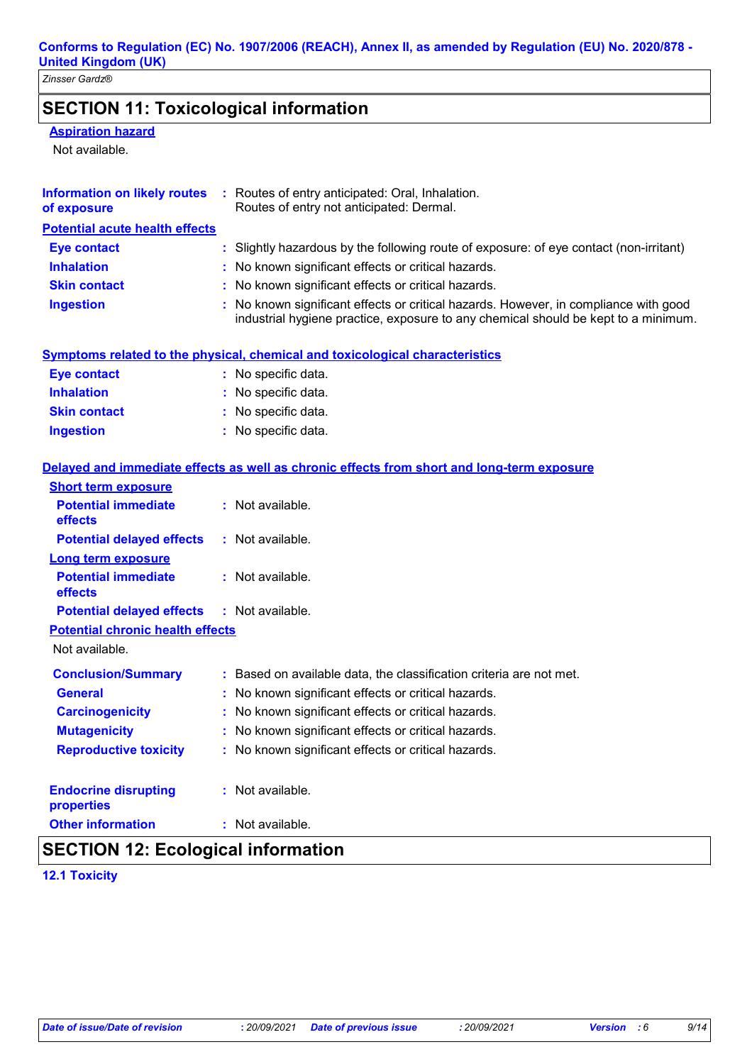# SECTION 11: Toxicological information

**Aspiration hazard**

Not available.

**Information on likely routes of exposure** : Routes of entry anticipated: Oral, Inhalation.
Routes of entry not anticipated: Dermal.

**Potential acute health effects**

| | |
|---|---|
| **Eye contact** | : Slightly hazardous by the following route of exposure: of eye contact (non-irritant) |
| **Inhalation** | : No known significant effects or critical hazards. |
| **Skin contact** | : No known significant effects or critical hazards. |
| **Ingestion** | : No known significant effects or critical hazards. However, in compliance with good industrial hygiene practice, exposure to any chemical should be kept to a minimum. |

**Symptoms related to the physical, chemical and toxicological characteristics**

| | |
|---|---|
| **Eye contact** | : No specific data. |
| **Inhalation** | : No specific data. |
| **Skin contact** | : No specific data. |
| **Ingestion** | : No specific data. |

**Delayed and immediate effects as well as chronic effects from short and long-term exposure**

**Short term exposure**

| | |
|---|---|
| **Potential immediate effects** | : Not available. |
| **Potential delayed effects** | : Not available. |

**Long term exposure**

| | |
|---|---|
| **Potential immediate effects** | : Not available. |
| **Potential delayed effects** | : Not available. |

**Potential chronic health effects**

Not available.

| | |
|---|---|
| **Conclusion/Summary** | : Based on available data, the classification criteria are not met. |
| **General** | : No known significant effects or critical hazards. |
| **Carcinogenicity** | : No known significant effects or critical hazards. |
| **Mutagenicity** | : No known significant effects or critical hazards. |
| **Reproductive toxicity** | : No known significant effects or critical hazards. |

| | |
|---|---|
| **Endocrine disrupting properties** | : Not available. |
| **Other information** | : Not available. |

# SECTION 12: Ecological information

**12.1 Toxicity**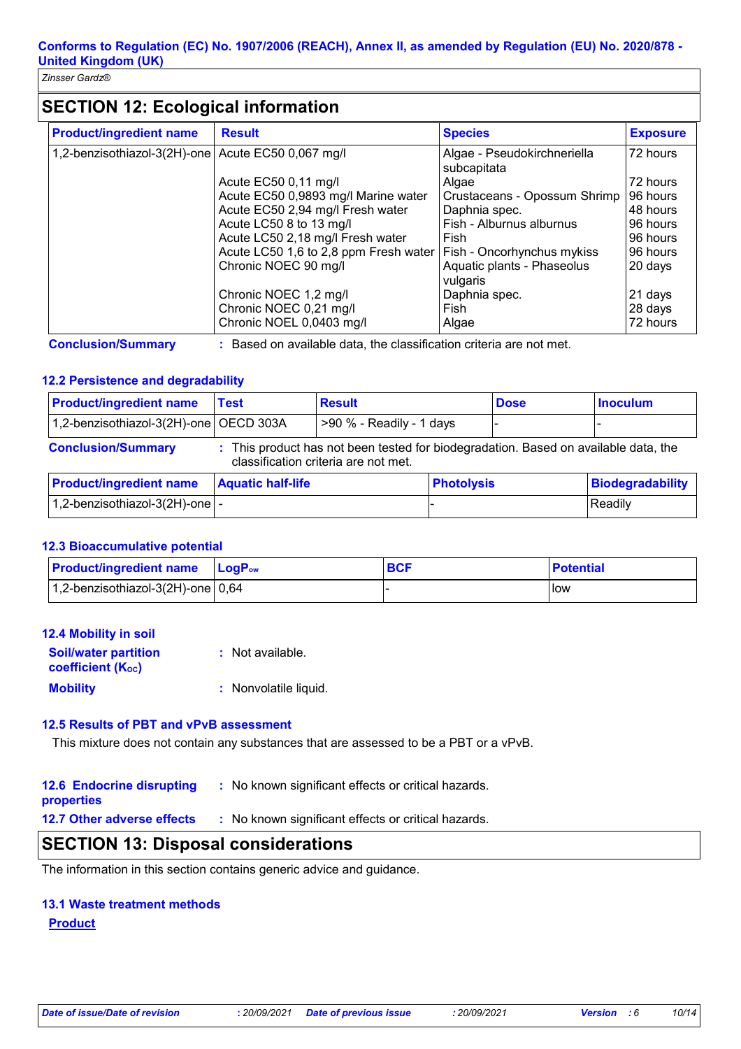## SECTION 12: Ecological information

| Product/ingredient name | Result | Species | Exposure |
|---|---|---|---|
| 1,2-benzisothiazol-3(2H)-one | Acute EC50 0,067 mg/l | Algae - Pseudokirchneriella subcapitata | 72 hours |
| | Acute EC50 0,11 mg/l | Algae | 72 hours |
| | Acute EC50 0,9893 mg/l Marine water | Crustaceans - Opossum Shrimp | 96 hours |
| | Acute EC50 2,94 mg/l Fresh water | Daphnia spec. | 48 hours |
| | Acute LC50 8 to 13 mg/l | Fish - Alburnus alburnus | 96 hours |
| | Acute LC50 2,18 mg/l Fresh water | Fish | 96 hours |
| | Acute LC50 1,6 to 2,8 ppm Fresh water | Fish - Oncorhynchus mykiss | 96 hours |
| | Chronic NOEC 90 mg/l | Aquatic plants - Phaseolus vulgaris | 20 days |
| | Chronic NOEC 1,2 mg/l | Daphnia spec. | 21 days |
| | Chronic NOEC 0,21 mg/l | Fish | 28 days |
| | Chronic NOEL 0,0403 mg/l | Algae | 72 hours |

**Conclusion/Summary** : Based on available data, the classification criteria are not met.

### 12.2 Persistence and degradability

| Product/ingredient name | Test | Result | Dose | Inoculum |
|---|---|---|---|---|
| 1,2-benzisothiazol-3(2H)-one | OECD 303A | >90 % - Readily - 1 days | - | - |

**Conclusion/Summary** : This product has not been tested for biodegradation. Based on available data, the classification criteria are not met.

| Product/ingredient name | Aquatic half-life | Photolysis | Biodegradability |
|---|---|---|---|
| 1,2-benzisothiazol-3(2H)-one | - | - | Readily |

### 12.3 Bioaccumulative potential

| Product/ingredient name | $LogP_{ow}$ | BCF | Potential |
|---|---|---|---|
| 1,2-benzisothiazol-3(2H)-one | 0,64 | - | low |

### 12.4 Mobility in soil

**Soil/water partition coefficient ($K_{OC}$)** : Not available.

**Mobility** : Nonvolatile liquid.

### 12.5 Results of PBT and vPvB assessment

This mixture does not contain any substances that are assessed to be a PBT or a vPvB.

**12.6 Endocrine disrupting properties** : No known significant effects or critical hazards.

**12.7 Other adverse effects** : No known significant effects or critical hazards.

## SECTION 13: Disposal considerations

The information in this section contains generic advice and guidance.

### 13.1 Waste treatment methods

**Product**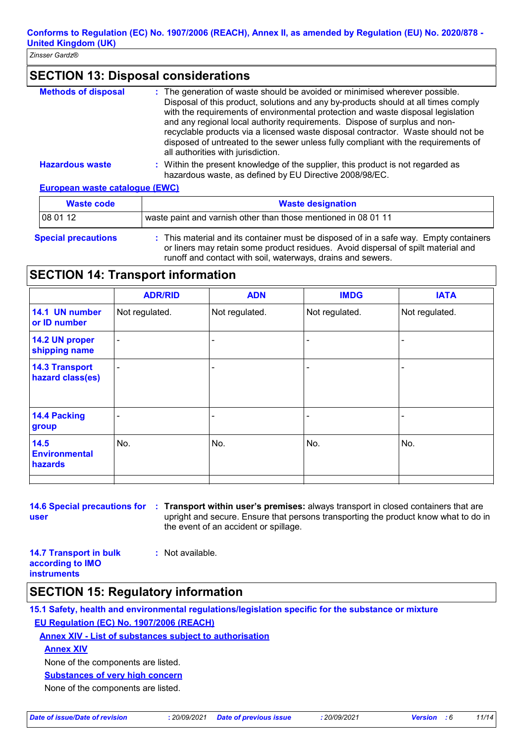## SECTION 13: Disposal considerations

**Methods of disposal** : The generation of waste should be avoided or minimised wherever possible. Disposal of this product, solutions and any by-products should at all times comply with the requirements of environmental protection and waste disposal legislation and any regional local authority requirements. Dispose of surplus and non-recyclable products via a licensed waste disposal contractor. Waste should not be disposed of untreated to the sewer unless fully compliant with the requirements of all authorities with jurisdiction.

**Hazardous waste** : Within the present knowledge of the supplier, this product is not regarded as hazardous waste, as defined by EU Directive 2008/98/EC.

**European waste catalogue (EWC)**

| Waste code | Waste designation |
|---|---|
| 08 01 12 | waste paint and varnish other than those mentioned in 08 01 11 |

**Special precautions** : This material and its container must be disposed of in a safe way. Empty containers or liners may retain some product residues. Avoid dispersal of spilt material and runoff and contact with soil, waterways, drains and sewers.

## SECTION 14: Transport information

| | ADR/RID | ADN | IMDG | IATA |
|---|---|---|---|---|
| **14.1 UN number or ID number** | Not regulated. | Not regulated. | Not regulated. | Not regulated. |
| **14.2 UN proper shipping name** | - | - | - | - |
| **14.3 Transport hazard class(es)** | - | - | - | - |
| **14.4 Packing group** | - | - | - | - |
| **14.5 Environmental hazards** | No. | No. | No. | No. |

**14.6 Special precautions for user** : **Transport within user's premises:** always transport in closed containers that are upright and secure. Ensure that persons transporting the product know what to do in the event of an accident or spillage.

**14.7 Transport in bulk according to IMO instruments** : Not available.

## SECTION 15: Regulatory information

**15.1 Safety, health and environmental regulations/legislation specific for the substance or mixture**

**EU Regulation (EC) No. 1907/2006 (REACH)**

**Annex XIV - List of substances subject to authorisation**

**Annex XIV**

None of the components are listed.

**Substances of very high concern**

None of the components are listed.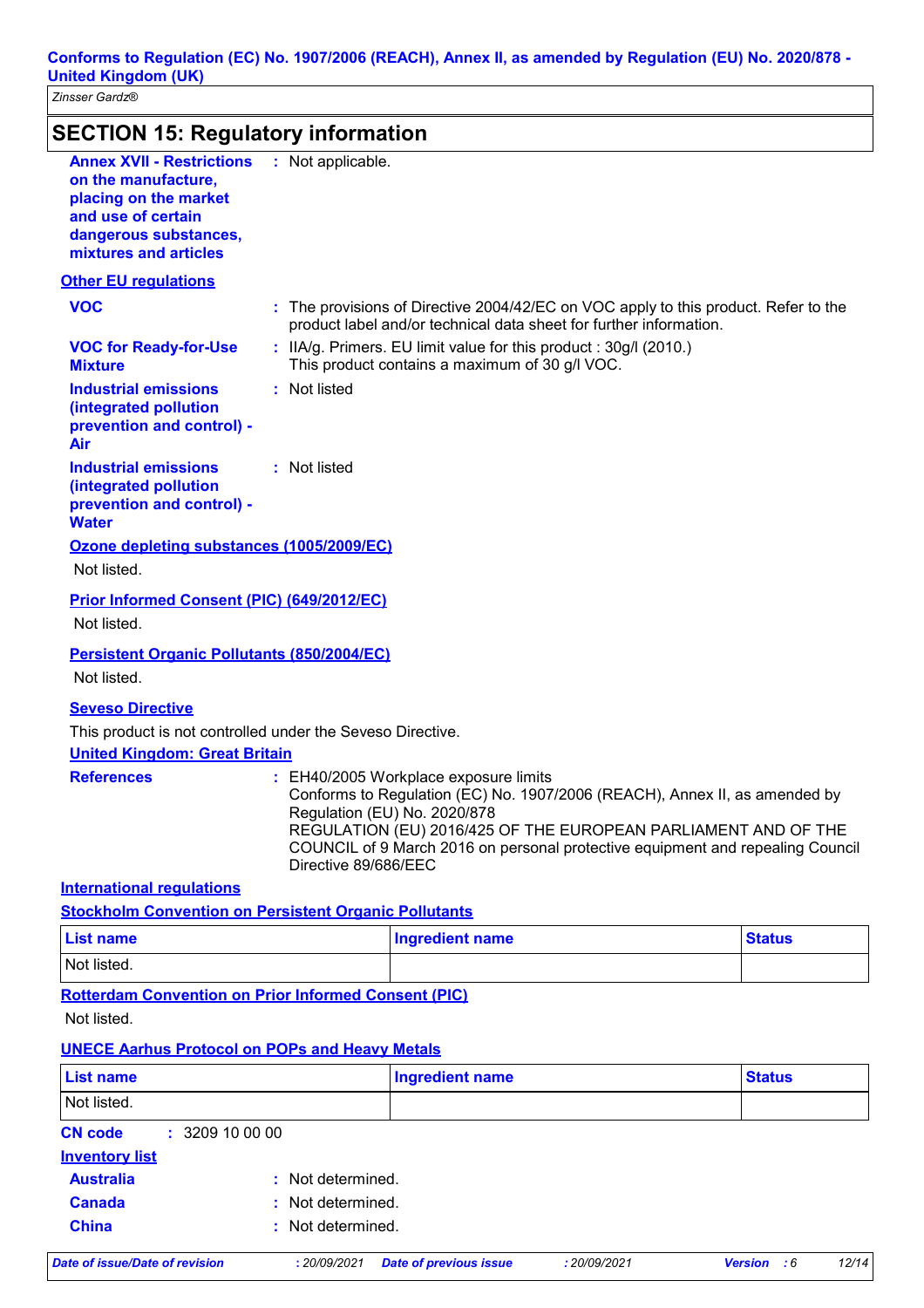## SECTION 15: Regulatory information

**Annex XVII - Restrictions on the manufacture, placing on the market and use of certain dangerous substances, mixtures and articles** : Not applicable.

### Other EU regulations

**VOC** : The provisions of Directive 2004/42/EC on VOC apply to this product. Refer to the product label and/or technical data sheet for further information.

**VOC for Ready-for-Use Mixture** : IIA/g. Primers. EU limit value for this product : 30g/l (2010.) This product contains a maximum of 30 g/l VOC.

**Industrial emissions (integrated pollution prevention and control) - Air** : Not listed

**Industrial emissions (integrated pollution prevention and control) - Water** : Not listed

**Ozone depleting substances (1005/2009/EC)**

Not listed.

**Prior Informed Consent (PIC) (649/2012/EC)**

Not listed.

**Persistent Organic Pollutants (850/2004/EC)**

Not listed.

**Seveso Directive**

This product is not controlled under the Seveso Directive.

**United Kingdom: Great Britain**

**References** : EH40/2005 Workplace exposure limits
Conforms to Regulation (EC) No. 1907/2006 (REACH), Annex II, as amended by Regulation (EU) No. 2020/878
REGULATION (EU) 2016/425 OF THE EUROPEAN PARLIAMENT AND OF THE COUNCIL of 9 March 2016 on personal protective equipment and repealing Council Directive 89/686/EEC

### International regulations

**Stockholm Convention on Persistent Organic Pollutants**

| List name | Ingredient name | Status |
| --- | --- | --- |
| Not listed. | | |

**Rotterdam Convention on Prior Informed Consent (PIC)**

Not listed.

**UNECE Aarhus Protocol on POPs and Heavy Metals**

| List name | Ingredient name | Status |
| --- | --- | --- |
| Not listed. | | |

**CN code** : 3209 10 00 00

**Inventory list**

**Australia** : Not determined.

**Canada** : Not determined.

**China** : Not determined.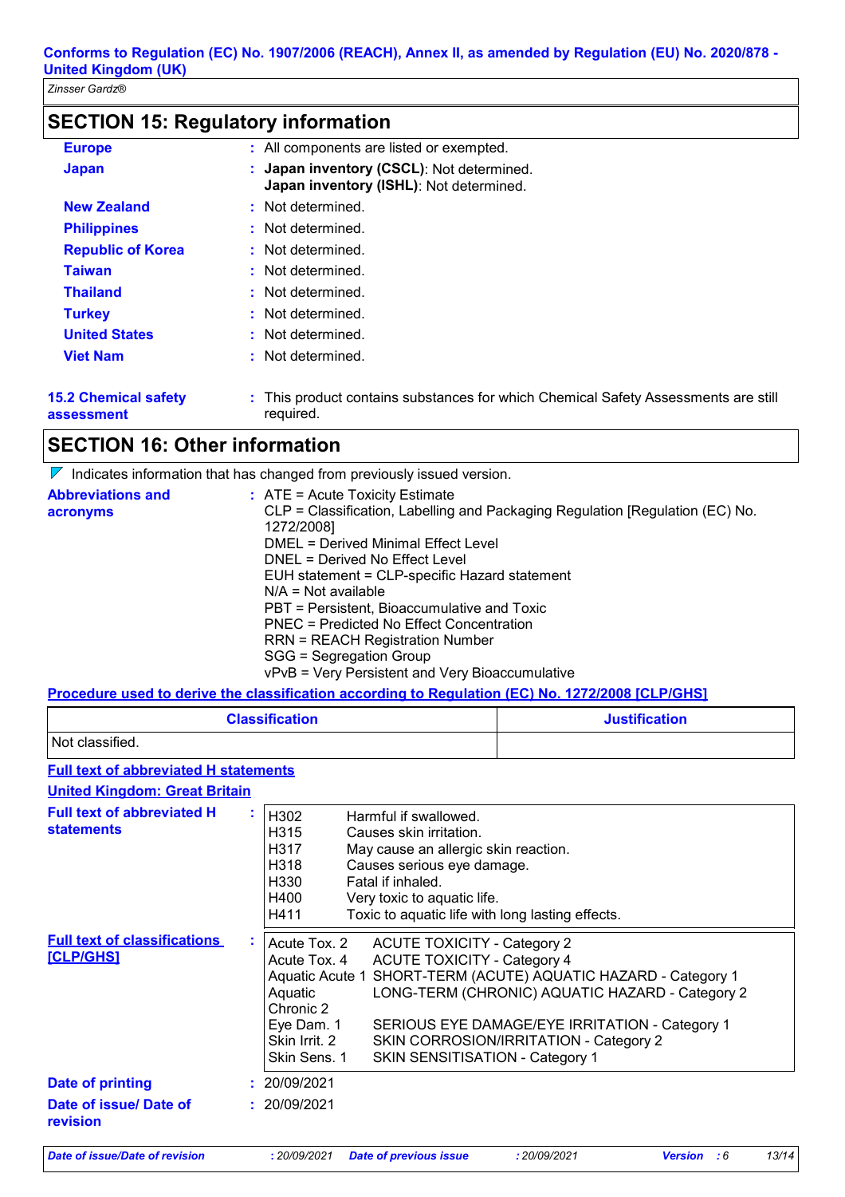## SECTION 15: Regulatory information

| | | |
|---|---|---|
| **Europe** | : | All components are listed or exempted. |
| **Japan** | : | **Japan inventory (CSCL)**: Not determined.<br>**Japan inventory (ISHL)**: Not determined. |
| **New Zealand** | : | Not determined. |
| **Philippines** | : | Not determined. |
| **Republic of Korea** | : | Not determined. |
| **Taiwan** | : | Not determined. |
| **Thailand** | : | Not determined. |
| **Turkey** | : | Not determined. |
| **United States** | : | Not determined. |
| **Viet Nam** | : | Not determined. |

**15.2 Chemical safety assessment** : This product contains substances for which Chemical Safety Assessments are still required.

## SECTION 16: Other information

Indicates information that has changed from previously issued version.

**Abbreviations and acronyms** :
ATE = Acute Toxicity Estimate
CLP = Classification, Labelling and Packaging Regulation [Regulation (EC) No. 1272/2008]
DMEL = Derived Minimal Effect Level
DNEL = Derived No Effect Level
EUH statement = CLP-specific Hazard statement
N/A = Not available
PBT = Persistent, Bioaccumulative and Toxic
PNEC = Predicted No Effect Concentration
RRN = REACH Registration Number
SGG = Segregation Group
vPvB = Very Persistent and Very Bioaccumulative

**Procedure used to derive the classification according to Regulation (EC) No. 1272/2008 [CLP/GHS]**

| Classification | Justification |
|---|---|
| Not classified. | |

**Full text of abbreviated H statements**

**United Kingdom: Great Britain**

**Full text of abbreviated H statements** :

| | |
|---|---|
| H302 | Harmful if swallowed. |
| H315 | Causes skin irritation. |
| H317 | May cause an allergic skin reaction. |
| H318 | Causes serious eye damage. |
| H330 | Fatal if inhaled. |
| H400 | Very toxic to aquatic life. |
| H411 | Toxic to aquatic life with long lasting effects. |

**Full text of classifications [CLP/GHS]** :

| | |
|---|---|
| Acute Tox. 2 | ACUTE TOXICITY - Category 2 |
| Acute Tox. 4 | ACUTE TOXICITY - Category 4 |
| Aquatic Acute 1 | SHORT-TERM (ACUTE) AQUATIC HAZARD - Category 1 |
| Aquatic Chronic 2 | LONG-TERM (CHRONIC) AQUATIC HAZARD - Category 2 |
| Eye Dam. 1 | SERIOUS EYE DAMAGE/EYE IRRITATION - Category 1 |
| Skin Irrit. 2 | SKIN CORROSION/IRRITATION - Category 2 |
| Skin Sens. 1 | SKIN SENSITISATION - Category 1 |

**Date of printing** : 20/09/2021

**Date of issue/ Date of revision** : 20/09/2021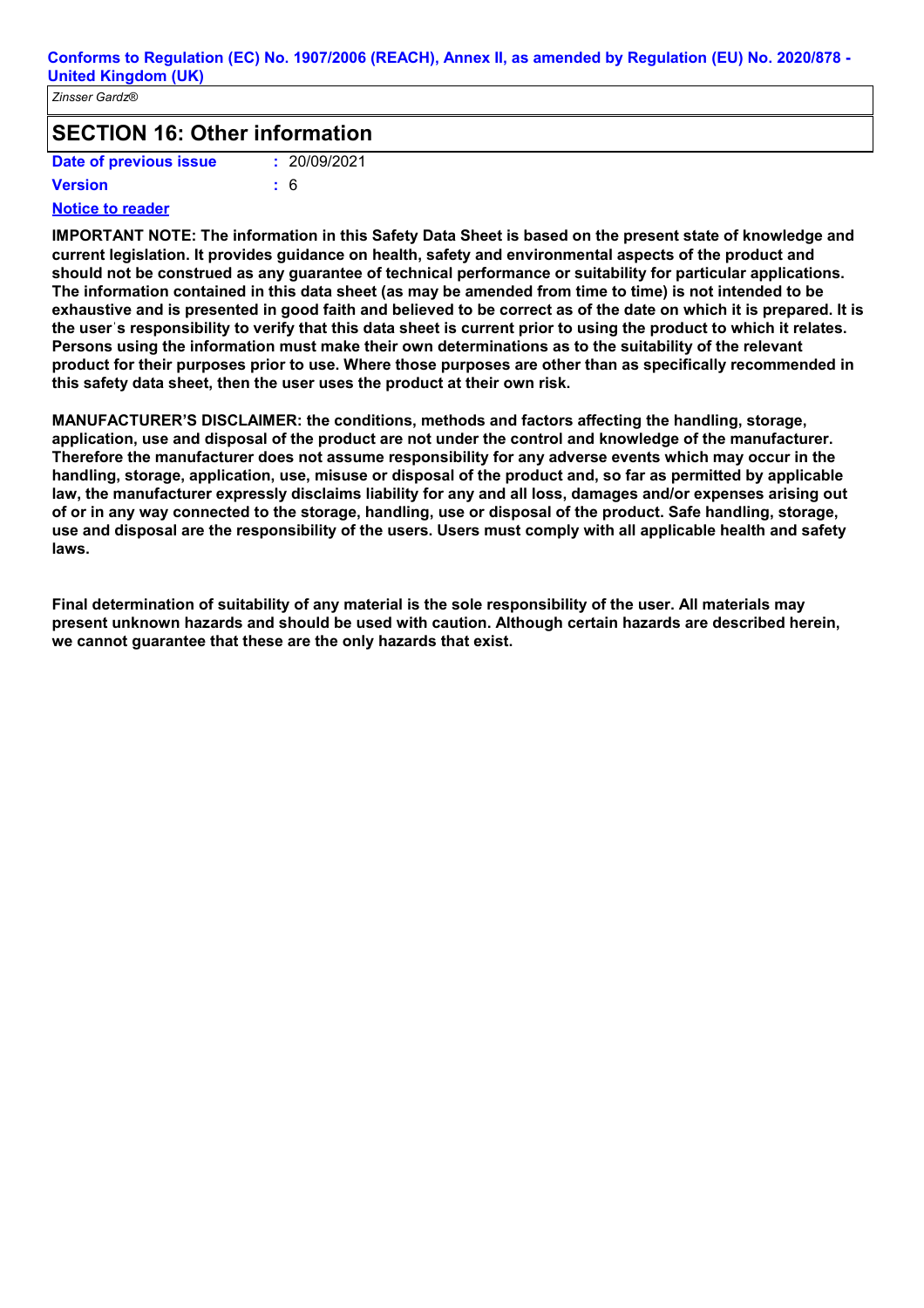## SECTION 16: Other information

**Date of previous issue** : 20/09/2021

**Version** : 6

**Notice to reader**

**IMPORTANT NOTE: The information in this Safety Data Sheet is based on the present state of knowledge and current legislation. It provides guidance on health, safety and environmental aspects of the product and should not be construed as any guarantee of technical performance or suitability for particular applications. The information contained in this data sheet (as may be amended from time to time) is not intended to be exhaustive and is presented in good faith and believed to be correct as of the date on which it is prepared. It is the user's responsibility to verify that this data sheet is current prior to using the product to which it relates. Persons using the information must make their own determinations as to the suitability of the relevant product for their purposes prior to use. Where those purposes are other than as specifically recommended in this safety data sheet, then the user uses the product at their own risk.**

**MANUFACTURER'S DISCLAIMER: the conditions, methods and factors affecting the handling, storage, application, use and disposal of the product are not under the control and knowledge of the manufacturer. Therefore the manufacturer does not assume responsibility for any adverse events which may occur in the handling, storage, application, use, misuse or disposal of the product and, so far as permitted by applicable law, the manufacturer expressly disclaims liability for any and all loss, damages and/or expenses arising out of or in any way connected to the storage, handling, use or disposal of the product. Safe handling, storage, use and disposal are the responsibility of the users. Users must comply with all applicable health and safety laws.**

**Final determination of suitability of any material is the sole responsibility of the user. All materials may present unknown hazards and should be used with caution. Although certain hazards are described herein, we cannot guarantee that these are the only hazards that exist.**